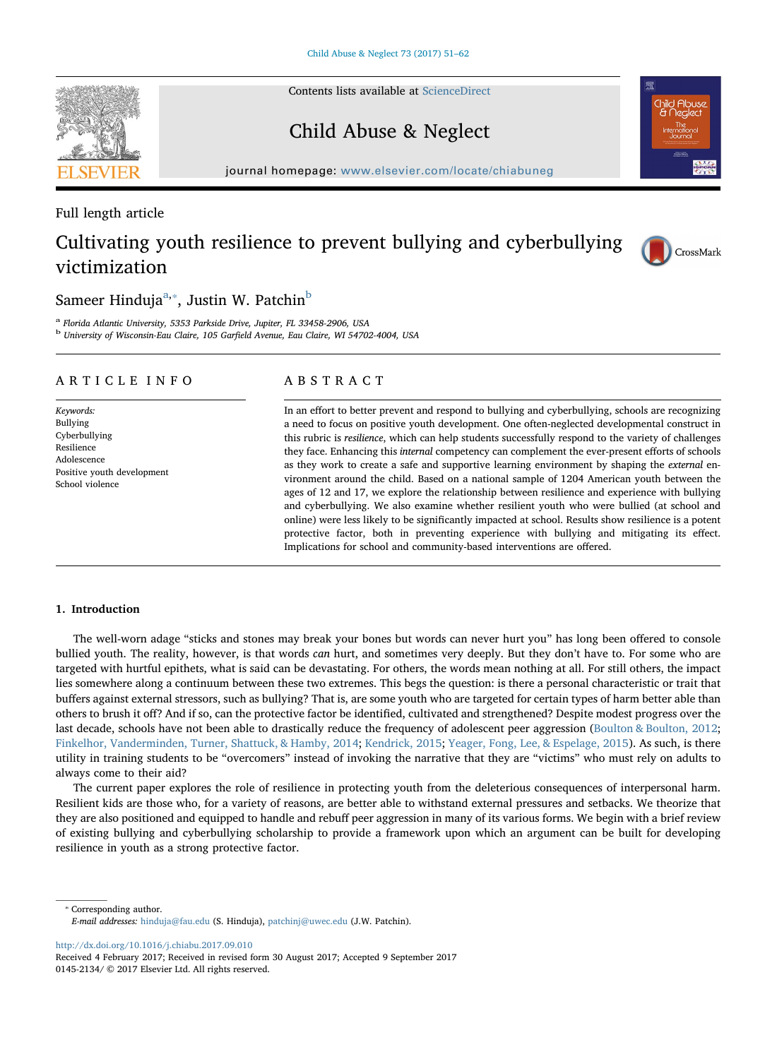Full length article

# Cultivating youth resilience to prevent bullying and cyberbullying victimization

Sameer Hinduja[a,*], Justin W. Patchin[b]

[a] Florida Atlantic University, 5353 Parkside Drive, Jupiter, FL 33458-2906, USA
[b] University of Wisconsin-Eau Claire, 105 Garfield Avenue, Eau Claire, WI 54702-4004, USA

## ARTICLE INFO

*Keywords:*
Bullying
Cyberbullying
Resilience
Adolescence
Positive youth development
School violence

## ABSTRACT

In an effort to better prevent and respond to bullying and cyberbullying, schools are recognizing a need to focus on positive youth development. One often-neglected developmental construct in this rubric is *resilience*, which can help students successfully respond to the variety of challenges they face. Enhancing this *internal* competency can complement the ever-present efforts of schools as they work to create a safe and supportive learning environment by shaping the *external* environment around the child. Based on a national sample of 1204 American youth between the ages of 12 and 17, we explore the relationship between resilience and experience with bullying and cyberbullying. We also examine whether resilient youth who were bullied (at school and online) were less likely to be significantly impacted at school. Results show resilience is a potent protective factor, both in preventing experience with bullying and mitigating its effect. Implications for school and community-based interventions are offered.

## 1. Introduction

The well-worn adage "sticks and stones may break your bones but words can never hurt you" has long been offered to console bullied youth. The reality, however, is that words *can* hurt, and sometimes very deeply. But they don't have to. For some who are targeted with hurtful epithets, what is said can be devastating. For others, the words mean nothing at all. For still others, the impact lies somewhere along a continuum between these two extremes. This begs the question: is there a personal characteristic or trait that buffers against external stressors, such as bullying? That is, are some youth who are targeted for certain types of harm better able than others to brush it off? And if so, can the protective factor be identified, cultivated and strengthened? Despite modest progress over the last decade, schools have not been able to drastically reduce the frequency of adolescent peer aggression (Boulton & Boulton, 2012; Finkelhor, Vanderminden, Turner, Shattuck, & Hamby, 2014; Kendrick, 2015; Yeager, Fong, Lee, & Espelage, 2015). As such, is there utility in training students to be "overcomers" instead of invoking the narrative that they are "victims" who must rely on adults to always come to their aid?

The current paper explores the role of resilience in protecting youth from the deleterious consequences of interpersonal harm. Resilient kids are those who, for a variety of reasons, are better able to withstand external pressures and setbacks. We theorize that they are also positioned and equipped to handle and rebuff peer aggression in many of its various forms. We begin with a brief review of existing bullying and cyberbullying scholarship to provide a framework upon which an argument can be built for developing resilience in youth as a strong protective factor.

---

* Corresponding author.
*E-mail addresses:* hinduja@fau.edu (S. Hinduja), patchinj@uwec.edu (J.W. Patchin).

http://dx.doi.org/10.1016/j.chiabu.2017.09.010
Received 4 February 2017; Received in revised form 30 August 2017; Accepted 9 September 2017
0145-2134/ © 2017 Elsevier Ltd. All rights reserved.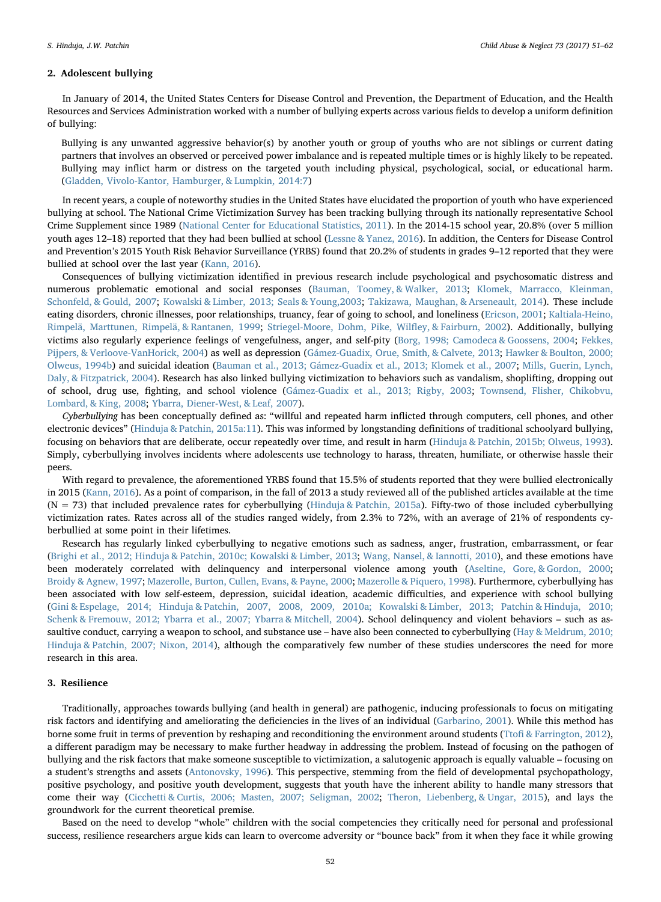## 2. Adolescent bullying

In January of 2014, the United States Centers for Disease Control and Prevention, the Department of Education, and the Health Resources and Services Administration worked with a number of bullying experts across various fields to develop a uniform definition of bullying:

> Bullying is any unwanted aggressive behavior(s) by another youth or group of youths who are not siblings or current dating partners that involves an observed or perceived power imbalance and is repeated multiple times or is highly likely to be repeated. Bullying may inflict harm or distress on the targeted youth including physical, psychological, social, or educational harm. (Gladden, Vivolo-Kantor, Hamburger, & Lumpkin, 2014:7)

In recent years, a couple of noteworthy studies in the United States have elucidated the proportion of youth who have experienced bullying at school. The National Crime Victimization Survey has been tracking bullying through its nationally representative School Crime Supplement since 1989 (National Center for Educational Statistics, 2011). In the 2014-15 school year, 20.8% (over 5 million youth ages 12–18) reported that they had been bullied at school (Lessne & Yanez, 2016). In addition, the Centers for Disease Control and Prevention's 2015 Youth Risk Behavior Surveillance (YRBS) found that 20.2% of students in grades 9–12 reported that they were bullied at school over the last year (Kann, 2016).

Consequences of bullying victimization identified in previous research include psychological and psychosomatic distress and numerous problematic emotional and social responses (Bauman, Toomey, & Walker, 2013; Klomek, Marracco, Kleinman, Schonfeld, & Gould, 2007; Kowalski & Limber, 2013; Seals & Young,2003; Takizawa, Maughan, & Arseneault, 2014). These include eating disorders, chronic illnesses, poor relationships, truancy, fear of going to school, and loneliness (Ericson, 2001; Kaltiala-Heino, Rimpelä, Marttunen, Rimpelä, & Rantanen, 1999; Striegel-Moore, Dohm, Pike, Wilfley, & Fairburn, 2002). Additionally, bullying victims also regularly experience feelings of vengefulness, anger, and self-pity (Borg, 1998; Camodeca & Goossens, 2004; Fekkes, Pijpers, & Verloove-VanHorick, 2004) as well as depression (Gámez-Guadix, Orue, Smith, & Calvete, 2013; Hawker & Boulton, 2000; Olweus, 1994b) and suicidal ideation (Bauman et al., 2013; Gámez-Guadix et al., 2013; Klomek et al., 2007; Mills, Guerin, Lynch, Daly, & Fitzpatrick, 2004). Research has also linked bullying victimization to behaviors such as vandalism, shoplifting, dropping out of school, drug use, fighting, and school violence (Gámez-Guadix et al., 2013; Rigby, 2003; Townsend, Flisher, Chikobvu, Lombard, & King, 2008; Ybarra, Diener-West, & Leaf, 2007).

*Cyberbullying* has been conceptually defined as: "willful and repeated harm inflicted through computers, cell phones, and other electronic devices" (Hinduja & Patchin, 2015a:11). This was informed by longstanding definitions of traditional schoolyard bullying, focusing on behaviors that are deliberate, occur repeatedly over time, and result in harm (Hinduja & Patchin, 2015b; Olweus, 1993). Simply, cyberbullying involves incidents where adolescents use technology to harass, threaten, humiliate, or otherwise hassle their peers.

With regard to prevalence, the aforementioned YRBS found that 15.5% of students reported that they were bullied electronically in 2015 (Kann, 2016). As a point of comparison, in the fall of 2013 a study reviewed all of the published articles available at the time (N = 73) that included prevalence rates for cyberbullying (Hinduja & Patchin, 2015a). Fifty-two of those included cyberbullying victimization rates. Rates across all of the studies ranged widely, from 2.3% to 72%, with an average of 21% of respondents cyberbullied at some point in their lifetimes.

Research has regularly linked cyberbullying to negative emotions such as sadness, anger, frustration, embarrassment, or fear (Brighi et al., 2012; Hinduja & Patchin, 2010c; Kowalski & Limber, 2013; Wang, Nansel, & Iannotti, 2010), and these emotions have been moderately correlated with delinquency and interpersonal violence among youth (Aseltine, Gore, & Gordon, 2000; Broidy & Agnew, 1997; Mazerolle, Burton, Cullen, Evans, & Payne, 2000; Mazerolle & Piquero, 1998). Furthermore, cyberbullying has been associated with low self-esteem, depression, suicidal ideation, academic difficulties, and experience with school bullying (Gini & Espelage, 2014; Hinduja & Patchin, 2007, 2008, 2009, 2010a; Kowalski & Limber, 2013; Patchin & Hinduja, 2010; Schenk & Fremouw, 2012; Ybarra et al., 2007; Ybarra & Mitchell, 2004). School delinquency and violent behaviors – such as assaultive conduct, carrying a weapon to school, and substance use – have also been connected to cyberbullying (Hay & Meldrum, 2010; Hinduja & Patchin, 2007; Nixon, 2014), although the comparatively few number of these studies underscores the need for more research in this area.

## 3. Resilience

Traditionally, approaches towards bullying (and health in general) are pathogenic, inducing professionals to focus on mitigating risk factors and identifying and ameliorating the deficiencies in the lives of an individual (Garbarino, 2001). While this method has borne some fruit in terms of prevention by reshaping and reconditioning the environment around students (Ttofi & Farrington, 2012), a different paradigm may be necessary to make further headway in addressing the problem. Instead of focusing on the pathogen of bullying and the risk factors that make someone susceptible to victimization, a salutogenic approach is equally valuable – focusing on a student's strengths and assets (Antonovsky, 1996). This perspective, stemming from the field of developmental psychopathology, positive psychology, and positive youth development, suggests that youth have the inherent ability to handle many stressors that come their way (Cicchetti & Curtis, 2006; Masten, 2007; Seligman, 2002; Theron, Liebenberg, & Ungar, 2015), and lays the groundwork for the current theoretical premise.

Based on the need to develop "whole" children with the social competencies they critically need for personal and professional success, resilience researchers argue kids can learn to overcome adversity or "bounce back" from it when they face it while growing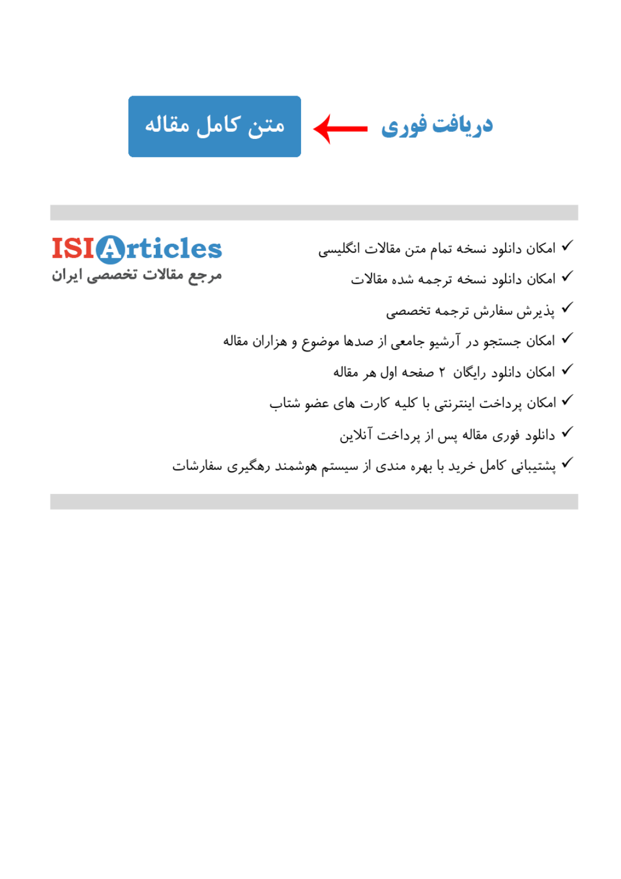دریافت فوری ← متن کامل مقاله

**ISIArticles**
مرجع مقالات تخصصی ایران

- ✓ امکان دانلود نسخه تمام متن مقالات انگلیسی
- ✓ امکان دانلود نسخه ترجمه شده مقالات
- ✓ پذیرش سفارش ترجمه تخصصی
- ✓ امکان جستجو در آرشیو جامعی از صدها موضوع و هزاران مقاله
- ✓ امکان دانلود رایگان ۲ صفحه اول هر مقاله
- ✓ امکان پرداخت اینترنتی با کلیه کارت های عضو شتاب
- ✓ دانلود فوری مقاله پس از پرداخت آنلاین
- ✓ پشتیبانی کامل خرید با بهره مندی از سیستم هوشمند رهگیری سفارشات